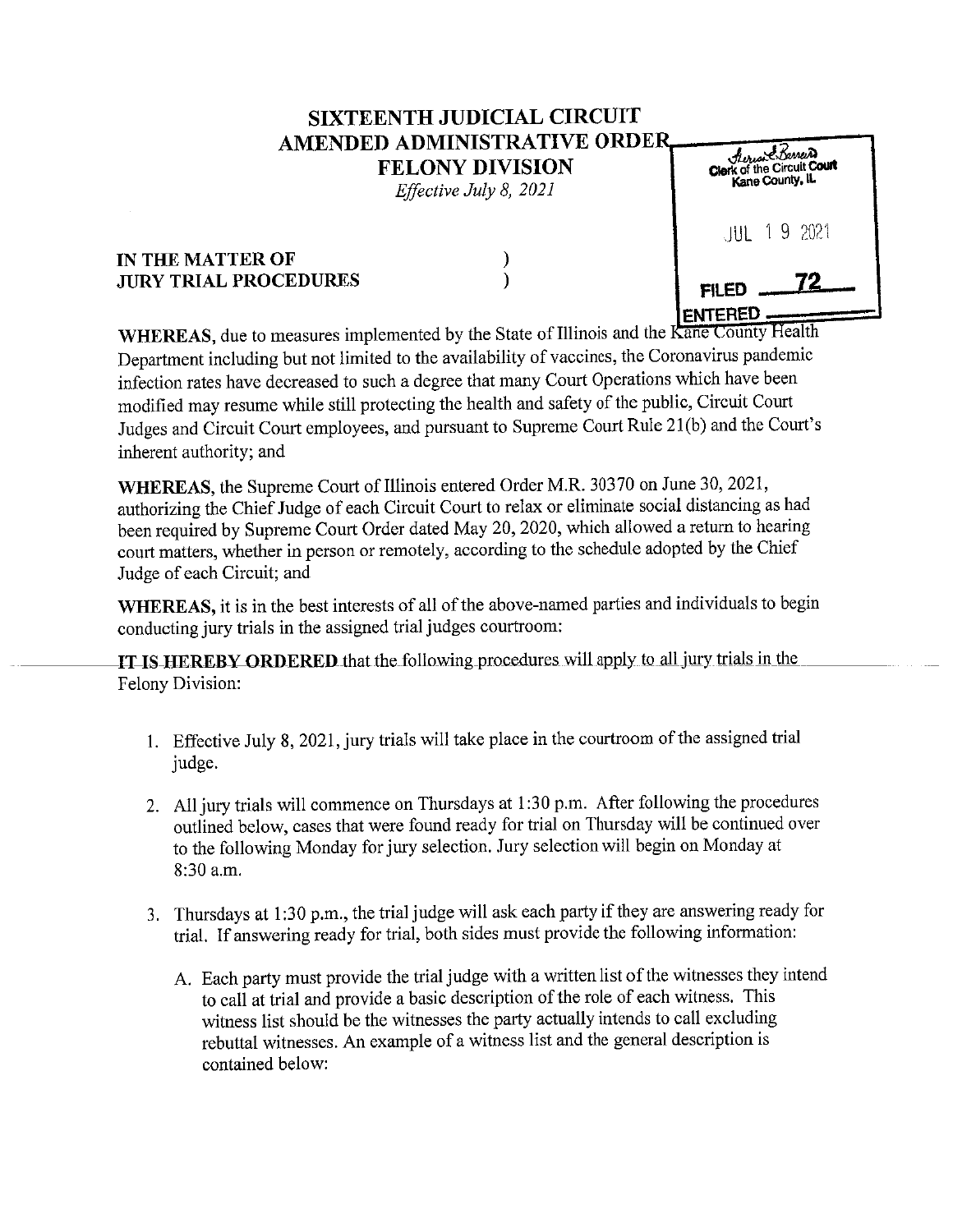# SIXTEENTH JUDICIAL CIRCUIT
# AMENDED ADMINISTRATIVE ORDER
# FELONY DIVISION

*Effective July 8, 2021*

Clerk of the Circuit Court
Kane County, IL

JUL 19 2021

FILED 72

ENTERED

**IN THE MATTER OF** )
**JURY TRIAL PROCEDURES** )

**WHEREAS**, due to measures implemented by the State of Illinois and the Kane County Health Department including but not limited to the availability of vaccines, the Coronavirus pandemic infection rates have decreased to such a degree that many Court Operations which have been modified may resume while still protecting the health and safety of the public, Circuit Court Judges and Circuit Court employees, and pursuant to Supreme Court Rule 21(b) and the Court's inherent authority; and

**WHEREAS**, the Supreme Court of Illinois entered Order M.R. 30370 on June 30, 2021, authorizing the Chief Judge of each Circuit Court to relax or eliminate social distancing as had been required by Supreme Court Order dated May 20, 2020, which allowed a return to hearing court matters, whether in person or remotely, according to the schedule adopted by the Chief Judge of each Circuit; and

**WHEREAS**, it is in the best interests of all of the above-named parties and individuals to begin conducting jury trials in the assigned trial judges courtroom:

**IT IS HEREBY ORDERED** that the following procedures will apply to all jury trials in the Felony Division:

1. Effective July 8, 2021, jury trials will take place in the courtroom of the assigned trial judge.

2. All jury trials will commence on Thursdays at 1:30 p.m. After following the procedures outlined below, cases that were found ready for trial on Thursday will be continued over to the following Monday for jury selection. Jury selection will begin on Monday at 8:30 a.m.

3. Thursdays at 1:30 p.m., the trial judge will ask each party if they are answering ready for trial. If answering ready for trial, both sides must provide the following information:

   A. Each party must provide the trial judge with a written list of the witnesses they intend to call at trial and provide a basic description of the role of each witness. This witness list should be the witnesses the party actually intends to call excluding rebuttal witnesses. An example of a witness list and the general description is contained below: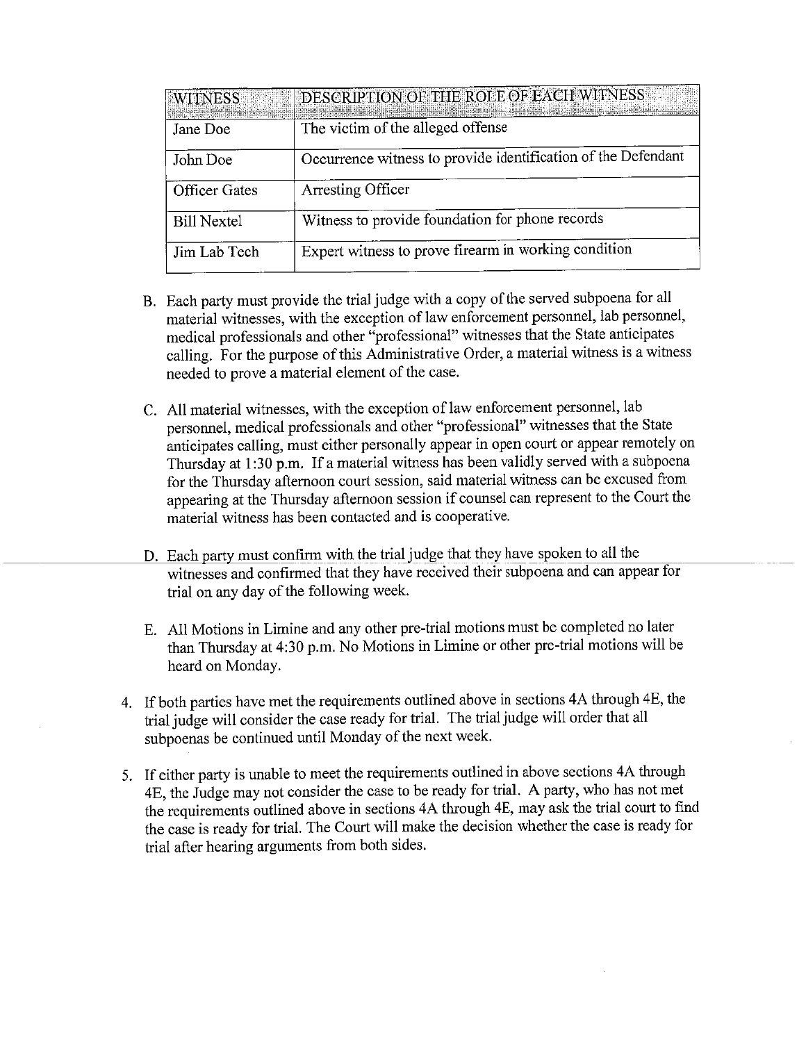| WITNESS | DESCRIPTION OF THE ROLE OF EACH WITNESS |
|---|---|
| Jane Doe | The victim of the alleged offense |
| John Doe | Occurrence witness to provide identification of the Defendant |
| Officer Gates | Arresting Officer |
| Bill Nextel | Witness to provide foundation for phone records |
| Jim Lab Tech | Expert witness to prove firearm in working condition |

B. Each party must provide the trial judge with a copy of the served subpoena for all material witnesses, with the exception of law enforcement personnel, lab personnel, medical professionals and other "professional" witnesses that the State anticipates calling. For the purpose of this Administrative Order, a material witness is a witness needed to prove a material element of the case.

C. All material witnesses, with the exception of law enforcement personnel, lab personnel, medical professionals and other "professional" witnesses that the State anticipates calling, must either personally appear in open court or appear remotely on Thursday at 1:30 p.m. If a material witness has been validly served with a subpoena for the Thursday afternoon court session, said material witness can be excused from appearing at the Thursday afternoon session if counsel can represent to the Court the material witness has been contacted and is cooperative.

D. Each party must confirm with the trial judge that they have spoken to all the witnesses and confirmed that they have received their subpoena and can appear for trial on any day of the following week.

E. All Motions in Limine and any other pre-trial motions must be completed no later than Thursday at 4:30 p.m. No Motions in Limine or other pre-trial motions will be heard on Monday.

4. If both parties have met the requirements outlined above in sections 4A through 4E, the trial judge will consider the case ready for trial. The trial judge will order that all subpoenas be continued until Monday of the next week.

5. If either party is unable to meet the requirements outlined in above sections 4A through 4E, the Judge may not consider the case to be ready for trial. A party, who has not met the requirements outlined above in sections 4A through 4E, may ask the trial court to find the case is ready for trial. The Court will make the decision whether the case is ready for trial after hearing arguments from both sides.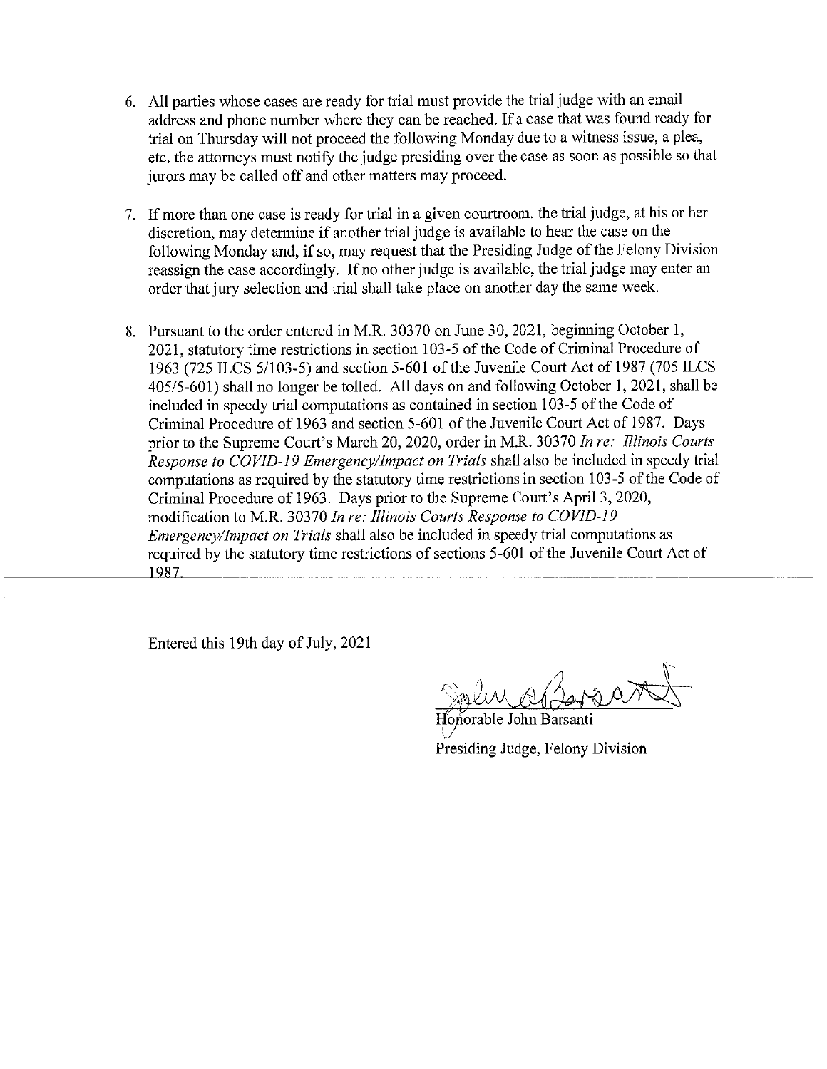6. All parties whose cases are ready for trial must provide the trial judge with an email address and phone number where they can be reached. If a case that was found ready for trial on Thursday will not proceed the following Monday due to a witness issue, a plea, etc. the attorneys must notify the judge presiding over the case as soon as possible so that jurors may be called off and other matters may proceed.

7. If more than one case is ready for trial in a given courtroom, the trial judge, at his or her discretion, may determine if another trial judge is available to hear the case on the following Monday and, if so, may request that the Presiding Judge of the Felony Division reassign the case accordingly. If no other judge is available, the trial judge may enter an order that jury selection and trial shall take place on another day the same week.

8. Pursuant to the order entered in M.R. 30370 on June 30, 2021, beginning October 1, 2021, statutory time restrictions in section 103-5 of the Code of Criminal Procedure of 1963 (725 ILCS 5/103-5) and section 5-601 of the Juvenile Court Act of 1987 (705 ILCS 405/5-601) shall no longer be tolled. All days on and following October 1, 2021, shall be included in speedy trial computations as contained in section 103-5 of the Code of Criminal Procedure of 1963 and section 5-601 of the Juvenile Court Act of 1987. Days prior to the Supreme Court's March 20, 2020, order in M.R. 30370 *In re: Illinois Courts Response to COVID-19 Emergency/Impact on Trials* shall also be included in speedy trial computations as required by the statutory time restrictions in section 103-5 of the Code of Criminal Procedure of 1963. Days prior to the Supreme Court's April 3, 2020, modification to M.R. 30370 *In re: Illinois Courts Response to COVID-19 Emergency/Impact on Trials* shall also be included in speedy trial computations as required by the statutory time restrictions of sections 5-601 of the Juvenile Court Act of 1987.

Entered this 19th day of July, 2021

Honorable John Barsanti
Presiding Judge, Felony Division